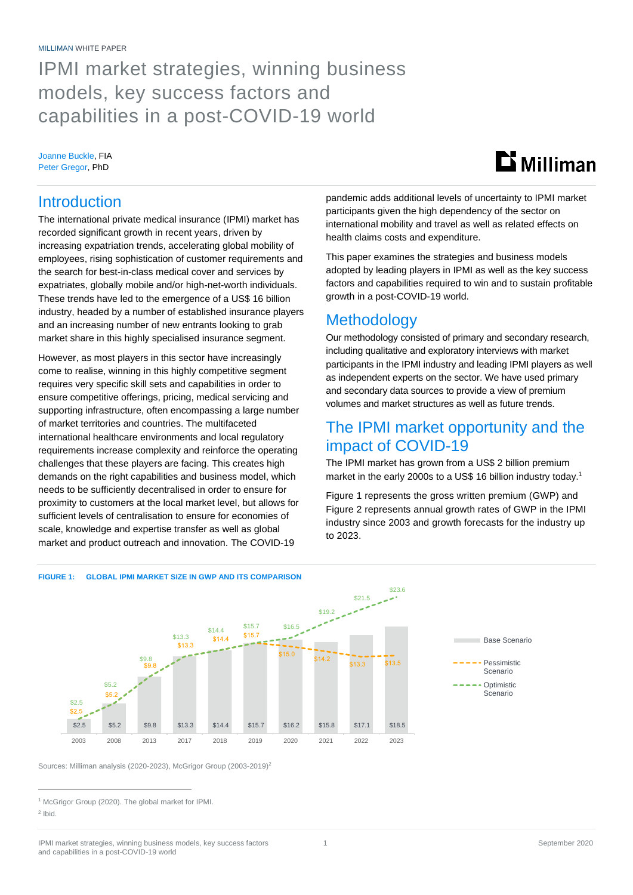MILLIMAN WHITE PAPER

# IPMI market strategies, winning business models, key success factors and capabilities in a post-COVID-19 world

Joanne Buckle, FIA
Peter Gregor, PhD

## Introduction

The international private medical insurance (IPMI) market has recorded significant growth in recent years, driven by increasing expatriation trends, accelerating global mobility of employees, rising sophistication of customer requirements and the search for best-in-class medical cover and services by expatriates, globally mobile and/or high-net-worth individuals. These trends have led to the emergence of a US$ 16 billion industry, headed by a number of established insurance players and an increasing number of new entrants looking to grab market share in this highly specialised insurance segment.

However, as most players in this sector have increasingly come to realise, winning in this highly competitive segment requires very specific skill sets and capabilities in order to ensure competitive offerings, pricing, medical servicing and supporting infrastructure, often encompassing a large number of market territories and countries. The multifaceted international healthcare environments and local regulatory requirements increase complexity and reinforce the operating challenges that these players are facing. This creates high demands on the right capabilities and business model, which needs to be sufficiently decentralised in order to ensure for proximity to customers at the local market level, but allows for sufficient levels of centralisation to ensure for economies of scale, knowledge and expertise transfer as well as global market and product outreach and innovation. The COVID-19 pandemic adds additional levels of uncertainty to IPMI market participants given the high dependency of the sector on international mobility and travel as well as related effects on health claims costs and expenditure.

This paper examines the strategies and business models adopted by leading players in IPMI as well as the key success factors and capabilities required to win and to sustain profitable growth in a post-COVID-19 world.

## Methodology

Our methodology consisted of primary and secondary research, including qualitative and exploratory interviews with market participants in the IPMI industry and leading IPMI players as well as independent experts on the sector. We have used primary and secondary data sources to provide a view of premium volumes and market structures as well as future trends.

## The IPMI market opportunity and the impact of COVID-19

The IPMI market has grown from a US$ 2 billion premium market in the early 2000s to a US$ 16 billion industry today.[1]

Figure 1 represents the gross written premium (GWP) and Figure 2 represents annual growth rates of GWP in the IPMI industry since 2003 and growth forecasts for the industry up to 2023.

**FIGURE 1: GLOBAL IPMI MARKET SIZE IN GWP AND ITS COMPARISON**

| Year | Base Scenario | Pessimistic Scenario | Optimistic Scenario |
|---|---|---|---|
| 2003 | $2.5 | $2.5 | $2.5 |
| 2008 | $5.2 | $5.2 | $5.2 |
| 2013 | $9.8 | $9.8 | $9.8 |
| 2017 | $13.3 | $13.3 | $13.3 |
| 2018 | $14.4 | $14.4 | $14.4 |
| 2019 | $15.7 | $15.7 | $15.7 |
| 2020 | $16.2 | $15.0 | $16.5 |
| 2021 | $15.8 | $14.2 | $19.2 |
| 2022 | $17.1 | $13.3 | $21.5 |
| 2023 | $18.5 | $13.5 | $23.6 |

Sources: Milliman analysis (2020-2023), McGrigor Group (2003-2019)[2]

[1] McGrigor Group (2020). The global market for IPMI.

[2] Ibid.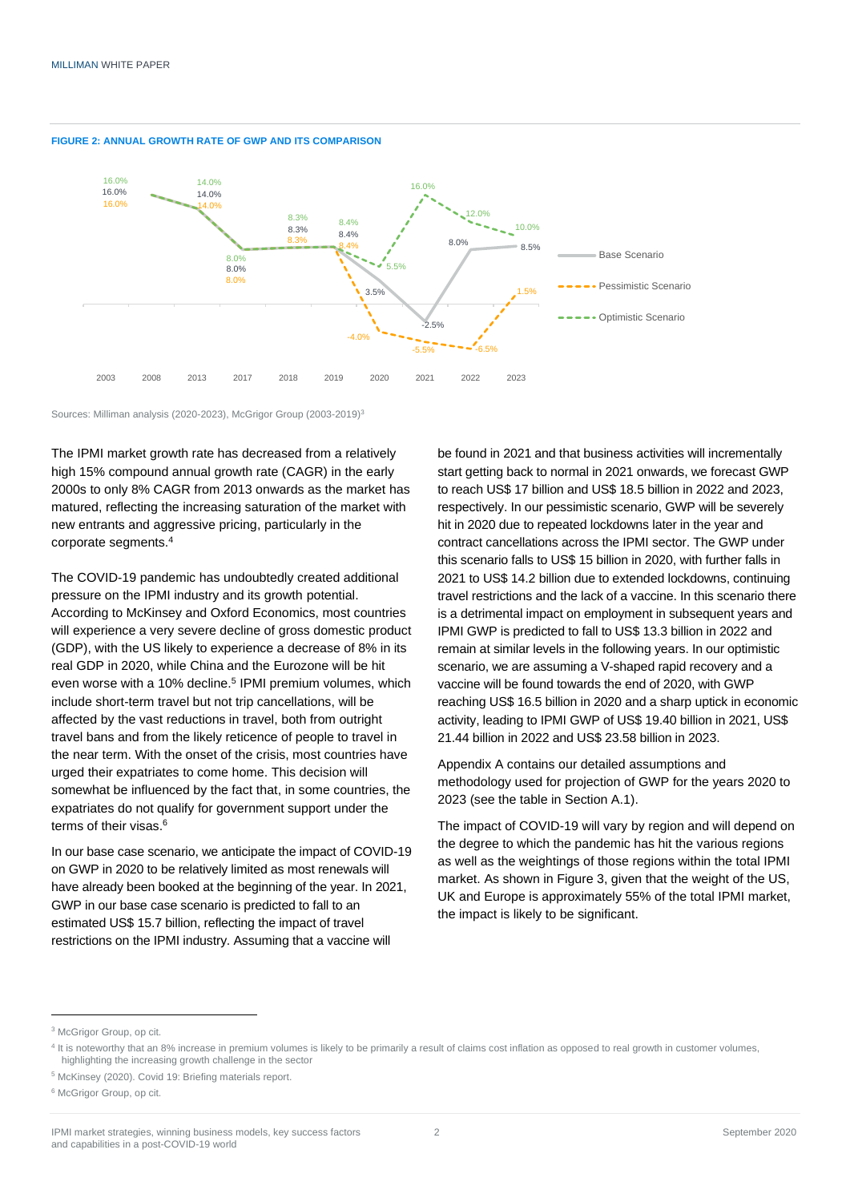**FIGURE 2: ANNUAL GROWTH RATE OF GWP AND ITS COMPARISON**

| Year | Base Scenario | Pessimistic Scenario | Optimistic Scenario |
|---|---|---|---|
| 2003 | 16.0% | 16.0% | 16.0% |
| 2008 | 14.0% | 14.0% | 14.0% |
| 2013 | 8.0% | 8.0% | 8.0% |
| 2017 | 8.3% | 8.3% | 8.3% |
| 2018 | 8.4% | 8.4% | 8.4% |
| 2019 | 3.5% | -4.0% | 5.5% |
| 2020 | -2.5% | -5.5% | 16.0% |
| 2021 | 8.0% | -6.5% | 12.0% |
| 2022 | 8.5% | 1.5% | 10.0% |
| 2023 | | | |

Sources: Milliman analysis (2020-2023), McGrigor Group (2003-2019)[3]

The IPMI market growth rate has decreased from a relatively high 15% compound annual growth rate (CAGR) in the early 2000s to only 8% CAGR from 2013 onwards as the market has matured, reflecting the increasing saturation of the market with new entrants and aggressive pricing, particularly in the corporate segments.[4]

The COVID-19 pandemic has undoubtedly created additional pressure on the IPMI industry and its growth potential. According to McKinsey and Oxford Economics, most countries will experience a very severe decline of gross domestic product (GDP), with the US likely to experience a decrease of 8% in its real GDP in 2020, while China and the Eurozone will be hit even worse with a 10% decline.[5] IPMI premium volumes, which include short-term travel but not trip cancellations, will be affected by the vast reductions in travel, both from outright travel bans and from the likely reticence of people to travel in the near term. With the onset of the crisis, most countries have urged their expatriates to come home. This decision will somewhat be influenced by the fact that, in some countries, the expatriates do not qualify for government support under the terms of their visas.[6]

In our base case scenario, we anticipate the impact of COVID-19 on GWP in 2020 to be relatively limited as most renewals will have already been booked at the beginning of the year. In 2021, GWP in our base case scenario is predicted to fall to an estimated US$ 15.7 billion, reflecting the impact of travel restrictions on the IPMI industry. Assuming that a vaccine will be found in 2021 and that business activities will incrementally start getting back to normal in 2021 onwards, we forecast GWP to reach US$ 17 billion and US$ 18.5 billion in 2022 and 2023, respectively. In our pessimistic scenario, GWP will be severely hit in 2020 due to repeated lockdowns later in the year and contract cancellations across the IPMI sector. The GWP under this scenario falls to US$ 15 billion in 2020, with further falls in 2021 to US$ 14.2 billion due to extended lockdowns, continuing travel restrictions and the lack of a vaccine. In this scenario there is a detrimental impact on employment in subsequent years and IPMI GWP is predicted to fall to US$ 13.3 billion in 2022 and remain at similar levels in the following years. In our optimistic scenario, we are assuming a V-shaped rapid recovery and a vaccine will be found towards the end of 2020, with GWP reaching US$ 16.5 billion in 2020 and a sharp uptick in economic activity, leading to IPMI GWP of US$ 19.40 billion in 2021, US$ 21.44 billion in 2022 and US$ 23.58 billion in 2023.

Appendix A contains our detailed assumptions and methodology used for projection of GWP for the years 2020 to 2023 (see the table in Section A.1).

The impact of COVID-19 will vary by region and will depend on the degree to which the pandemic has hit the various regions as well as the weightings of those regions within the total IPMI market. As shown in Figure 3, given that the weight of the US, UK and Europe is approximately 55% of the total IPMI market, the impact is likely to be significant.

---

[3] McGrigor Group, op cit.

[4] It is noteworthy that an 8% increase in premium volumes is likely to be primarily a result of claims cost inflation as opposed to real growth in customer volumes, highlighting the increasing growth challenge in the sector

[5] McKinsey (2020). Covid 19: Briefing materials report.

[6] McGrigor Group, op cit.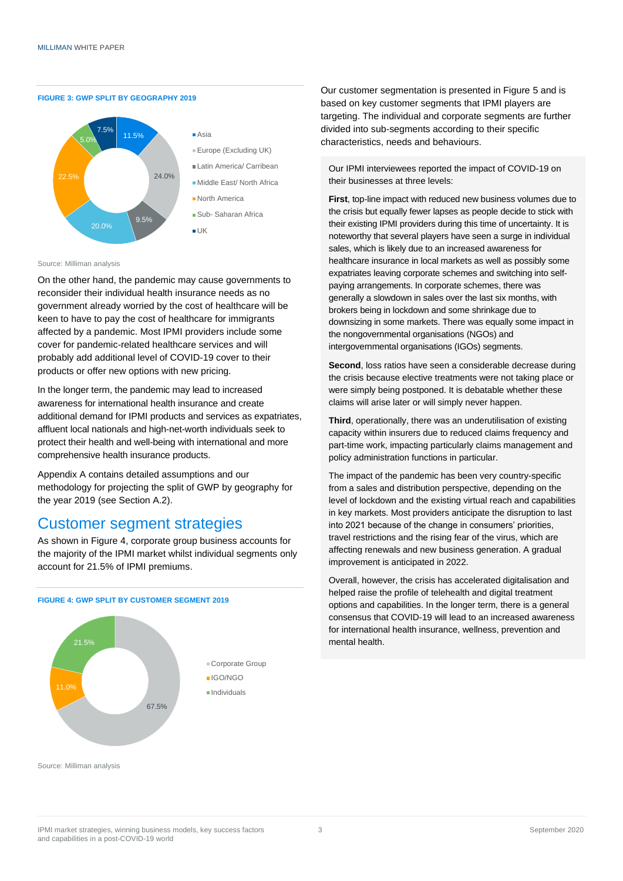**FIGURE 3: GWP SPLIT BY GEOGRAPHY 2019**

- Asia: 11.5%
- Europe (Excluding UK): 24.0%
- Latin America/ Carribean: 9.5%
- Middle East/ North Africa: 20.0%
- North America: 22.5%
- Sub- Saharan Africa: 5.0%
- UK: 7.5%

Source: Milliman analysis

On the other hand, the pandemic may cause governments to reconsider their individual health insurance needs as no government already worried by the cost of healthcare will be keen to have to pay the cost of healthcare for immigrants affected by a pandemic. Most IPMI providers include some cover for pandemic-related healthcare services and will probably add additional level of COVID-19 cover to their products or offer new options with new pricing.

In the longer term, the pandemic may lead to increased awareness for international health insurance and create additional demand for IPMI products and services as expatriates, affluent local nationals and high-net-worth individuals seek to protect their health and well-being with international and more comprehensive health insurance products.

Appendix A contains detailed assumptions and our methodology for projecting the split of GWP by geography for the year 2019 (see Section A.2).

## Customer segment strategies

As shown in Figure 4, corporate group business accounts for the majority of the IPMI market whilst individual segments only account for 21.5% of IPMI premiums.

**FIGURE 4: GWP SPLIT BY CUSTOMER SEGMENT 2019**

- Corporate Group: 67.5%
- IGO/NGO: 11.0%
- Individuals: 21.5%

Source: Milliman analysis

Our customer segmentation is presented in Figure 5 and is based on key customer segments that IPMI players are targeting. The individual and corporate segments are further divided into sub-segments according to their specific characteristics, needs and behaviours.

Our IPMI interviewees reported the impact of COVID-19 on their businesses at three levels:

**First**, top-line impact with reduced new business volumes due to the crisis but equally fewer lapses as people decide to stick with their existing IPMI providers during this time of uncertainty. It is noteworthy that several players have seen a surge in individual sales, which is likely due to an increased awareness for healthcare insurance in local markets as well as possibly some expatriates leaving corporate schemes and switching into self-paying arrangements. In corporate schemes, there was generally a slowdown in sales over the last six months, with brokers being in lockdown and some shrinkage due to downsizing in some markets. There was equally some impact in the nongovernmental organisations (NGOs) and intergovernmental organisations (IGOs) segments.

**Second**, loss ratios have seen a considerable decrease during the crisis because elective treatments were not taking place or were simply being postponed. It is debatable whether these claims will arise later or will simply never happen.

**Third**, operationally, there was an underutilisation of existing capacity within insurers due to reduced claims frequency and part-time work, impacting particularly claims management and policy administration functions in particular.

The impact of the pandemic has been very country-specific from a sales and distribution perspective, depending on the level of lockdown and the existing virtual reach and capabilities in key markets. Most providers anticipate the disruption to last into 2021 because of the change in consumers' priorities, travel restrictions and the rising fear of the virus, which are affecting renewals and new business generation. A gradual improvement is anticipated in 2022.

Overall, however, the crisis has accelerated digitalisation and helped raise the profile of telehealth and digital treatment options and capabilities. In the longer term, there is a general consensus that COVID-19 will lead to an increased awareness for international health insurance, wellness, prevention and mental health.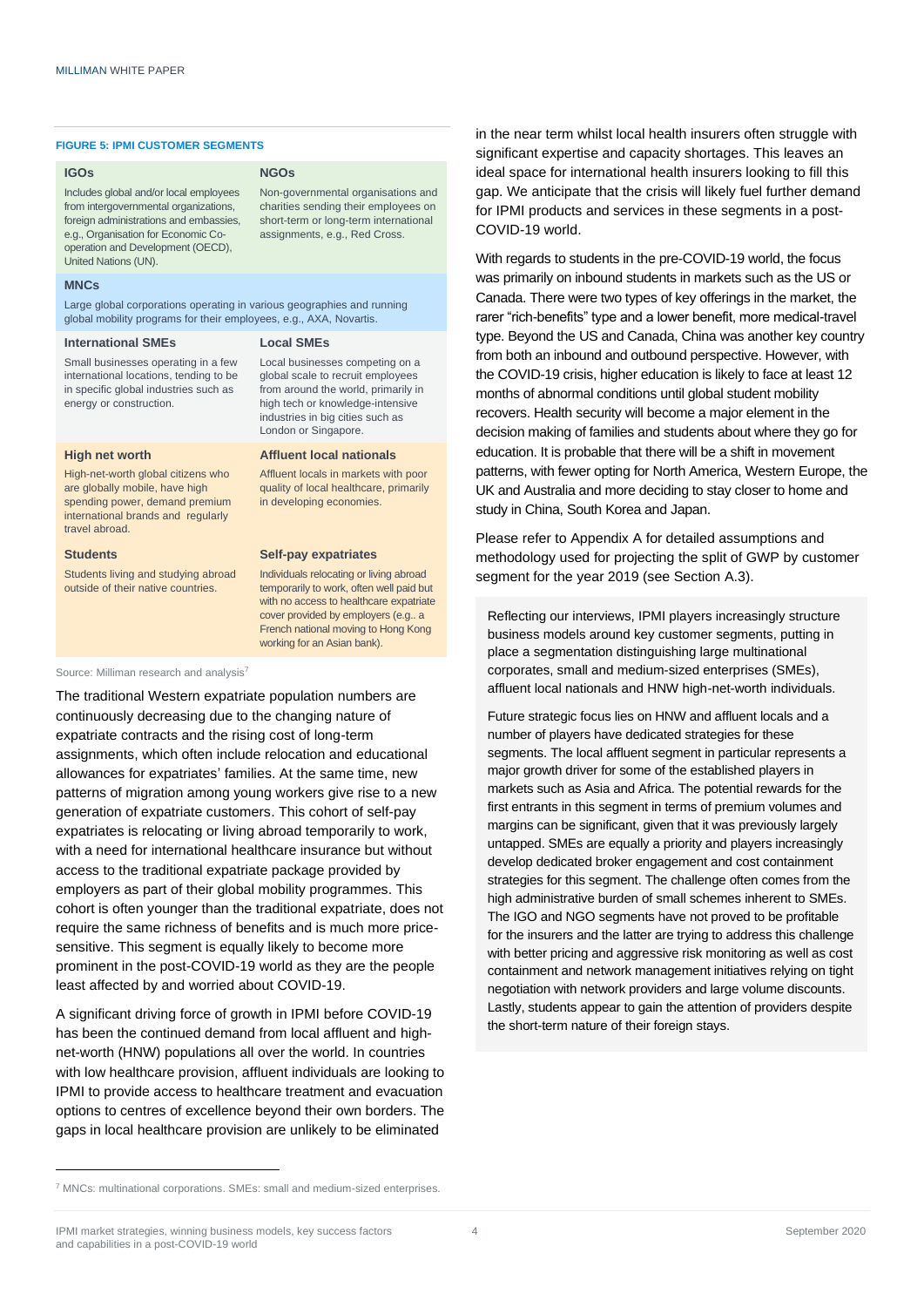**FIGURE 5: IPMI CUSTOMER SEGMENTS**

| | |
|---|---|
| **IGOs**<br>Includes global and/or local employees from intergovernmental organizations, foreign administrations and embassies, e.g., Organisation for Economic Co-operation and Development (OECD), United Nations (UN). | **NGOs**<br>Non-governmental organisations and charities sending their employees on short-term or long-term international assignments, e.g., Red Cross. |
| **MNCs**<br>Large global corporations operating in various geographies and running global mobility programs for their employees, e.g., AXA, Novartis. | |
| **International SMEs**<br>Small businesses operating in a few international locations, tending to be in specific global industries such as energy or construction. | **Local SMEs**<br>Local businesses competing on a global scale to recruit employees from around the world, primarily in high tech or knowledge-intensive industries in big cities such as London or Singapore. |
| **High net worth**<br>High-net-worth global citizens who are globally mobile, have high spending power, demand premium international brands and regularly travel abroad. | **Affluent local nationals**<br>Affluent locals in markets with poor quality of local healthcare, primarily in developing economies. |
| **Students**<br>Students living and studying abroad outside of their native countries. | **Self-pay expatriates**<br>Individuals relocating or living abroad temporarily to work, often well paid but with no access to healthcare expatriate cover provided by employers (e.g.. a French national moving to Hong Kong working for an Asian bank). |

Source: Milliman research and analysis[7]

The traditional Western expatriate population numbers are continuously decreasing due to the changing nature of expatriate contracts and the rising cost of long-term assignments, which often include relocation and educational allowances for expatriates' families. At the same time, new patterns of migration among young workers give rise to a new generation of expatriate customers. This cohort of self-pay expatriates is relocating or living abroad temporarily to work, with a need for international healthcare insurance but without access to the traditional expatriate package provided by employers as part of their global mobility programmes. This cohort is often younger than the traditional expatriate, does not require the same richness of benefits and is much more price-sensitive. This segment is equally likely to become more prominent in the post-COVID-19 world as they are the people least affected by and worried about COVID-19.

A significant driving force of growth in IPMI before COVID-19 has been the continued demand from local affluent and high-net-worth (HNW) populations all over the world. In countries with low healthcare provision, affluent individuals are looking to IPMI to provide access to healthcare treatment and evacuation options to centres of excellence beyond their own borders. The gaps in local healthcare provision are unlikely to be eliminated in the near term whilst local health insurers often struggle with significant expertise and capacity shortages. This leaves an ideal space for international health insurers looking to fill this gap. We anticipate that the crisis will likely fuel further demand for IPMI products and services in these segments in a post-COVID-19 world.

With regards to students in the pre-COVID-19 world, the focus was primarily on inbound students in markets such as the US or Canada. There were two types of key offerings in the market, the rarer "rich-benefits" type and a lower benefit, more medical-travel type. Beyond the US and Canada, China was another key country from both an inbound and outbound perspective. However, with the COVID-19 crisis, higher education is likely to face at least 12 months of abnormal conditions until global student mobility recovers. Health security will become a major element in the decision making of families and students about where they go for education. It is probable that there will be a shift in movement patterns, with fewer opting for North America, Western Europe, the UK and Australia and more deciding to stay closer to home and study in China, South Korea and Japan.

Please refer to Appendix A for detailed assumptions and methodology used for projecting the split of GWP by customer segment for the year 2019 (see Section A.3).

Reflecting our interviews, IPMI players increasingly structure business models around key customer segments, putting in place a segmentation distinguishing large multinational corporates, small and medium-sized enterprises (SMEs), affluent local nationals and HNW high-net-worth individuals.

Future strategic focus lies on HNW and affluent locals and a number of players have dedicated strategies for these segments. The local affluent segment in particular represents a major growth driver for some of the established players in markets such as Asia and Africa. The potential rewards for the first entrants in this segment in terms of premium volumes and margins can be significant, given that it was previously largely untapped. SMEs are equally a priority and players increasingly develop dedicated broker engagement and cost containment strategies for this segment. The challenge often comes from the high administrative burden of small schemes inherent to SMEs. The IGO and NGO segments have not proved to be profitable for the insurers and the latter are trying to address this challenge with better pricing and aggressive risk monitoring as well as cost containment and network management initiatives relying on tight negotiation with network providers and large volume discounts. Lastly, students appear to gain the attention of providers despite the short-term nature of their foreign stays.

[7] MNCs: multinational corporations. SMEs: small and medium-sized enterprises.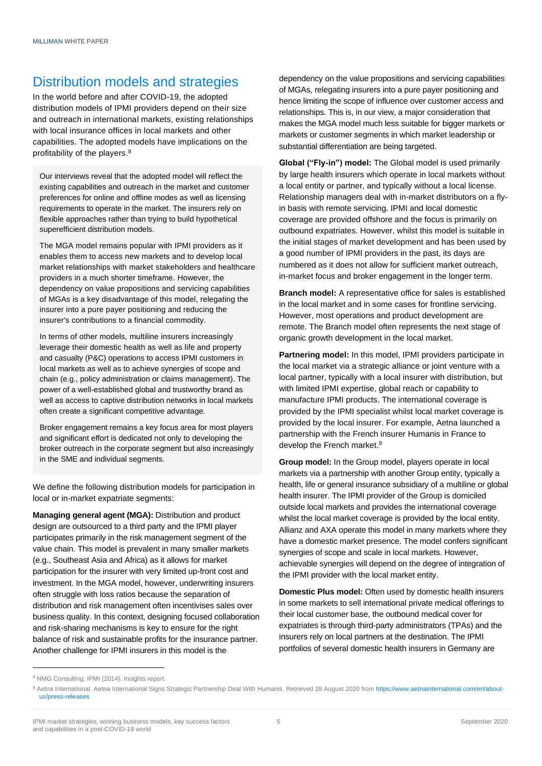# Distribution models and strategies

In the world before and after COVID-19, the adopted distribution models of IPMI providers depend on their size and outreach in international markets, existing relationships with local insurance offices in local markets and other capabilities. The adopted models have implications on the profitability of the players.[8]

> Our interviews reveal that the adopted model will reflect the existing capabilities and outreach in the market and customer preferences for online and offline modes as well as licensing requirements to operate in the market. The insurers rely on flexible approaches rather than trying to build hypothetical superefficient distribution models.
>
> The MGA model remains popular with IPMI providers as it enables them to access new markets and to develop local market relationships with market stakeholders and healthcare providers in a much shorter timeframe. However, the dependency on value propositions and servicing capabilities of MGAs is a key disadvantage of this model, relegating the insurer into a pure payer positioning and reducing the insurer's contributions to a financial commodity.
>
> In terms of other models, multiline insurers increasingly leverage their domestic health as well as life and property and casualty (P&C) operations to access IPMI customers in local markets as well as to achieve synergies of scope and chain (e.g., policy administration or claims management). The power of a well-established global and trustworthy brand as well as access to captive distribution networks in local markets often create a significant competitive advantage.
>
> Broker engagement remains a key focus area for most players and significant effort is dedicated not only to developing the broker outreach in the corporate segment but also increasingly in the SME and individual segments.

We define the following distribution models for participation in local or in-market expatriate segments:

**Managing general agent (MGA):** Distribution and product design are outsourced to a third party and the IPMI player participates primarily in the risk management segment of the value chain. This model is prevalent in many smaller markets (e.g., Southeast Asia and Africa) as it allows for market participation for the insurer with very limited up-front cost and investment. In the MGA model, however, underwriting insurers often struggle with loss ratios because the separation of distribution and risk management often incentivises sales over business quality. In this context, designing focused collaboration and risk-sharing mechanisms is key to ensure for the right balance of risk and sustainable profits for the insurance partner. Another challenge for IPMI insurers in this model is the dependency on the value propositions and servicing capabilities of MGAs, relegating insurers into a pure payer positioning and hence limiting the scope of influence over customer access and relationships. This is, in our view, a major consideration that makes the MGA model much less suitable for bigger markets or markets or customer segments in which market leadership or substantial differentiation are being targeted.

**Global ("Fly-in") model:** The Global model is used primarily by large health insurers which operate in local markets without a local entity or partner, and typically without a local license. Relationship managers deal with in-market distributors on a fly-in basis with remote servicing. IPMI and local domestic coverage are provided offshore and the focus is primarily on outbound expatriates. However, whilst this model is suitable in the initial stages of market development and has been used by a good number of IPMI providers in the past, its days are numbered as it does not allow for sufficient market outreach, in-market focus and broker engagement in the longer term.

**Branch model:** A representative office for sales is established in the local market and in some cases for frontline servicing. However, most operations and product development are remote. The Branch model often represents the next stage of organic growth development in the local market.

**Partnering model:** In this model, IPMI providers participate in the local market via a strategic alliance or joint venture with a local partner, typically with a local insurer with distribution, but with limited IPMI expertise, global reach or capability to manufacture IPMI products. The international coverage is provided by the IPMI specialist whilst local market coverage is provided by the local insurer. For example, Aetna launched a partnership with the French insurer Humanis in France to develop the French market.[9]

**Group model:** In the Group model, players operate in local markets via a partnership with another Group entity, typically a health, life or general insurance subsidiary of a multiline or global health insurer. The IPMI provider of the Group is domiciled outside local markets and provides the international coverage whilst the local market coverage is provided by the local entity. Allianz and AXA operate this model in many markets where they have a domestic market presence. The model confers significant synergies of scope and scale in local markets. However, achievable synergies will depend on the degree of integration of the IPMI provider with the local market entity.

**Domestic Plus model:** Often used by domestic health insurers in some markets to sell international private medical offerings to their local customer base, the outbound medical cover for expatriates is through third-party administrators (TPAs) and the insurers rely on local partners at the destination. The IPMI portfolios of several domestic health insurers in Germany are

---

[8] NMG Consulting: IPMI (2014). Insights report.

[9] Aetna International. Aetna International Signs Strategic Partnership Deal With Humanis. Retrieved 28 August 2020 from https://www.aetnainternational.com/en/about-us/press-releases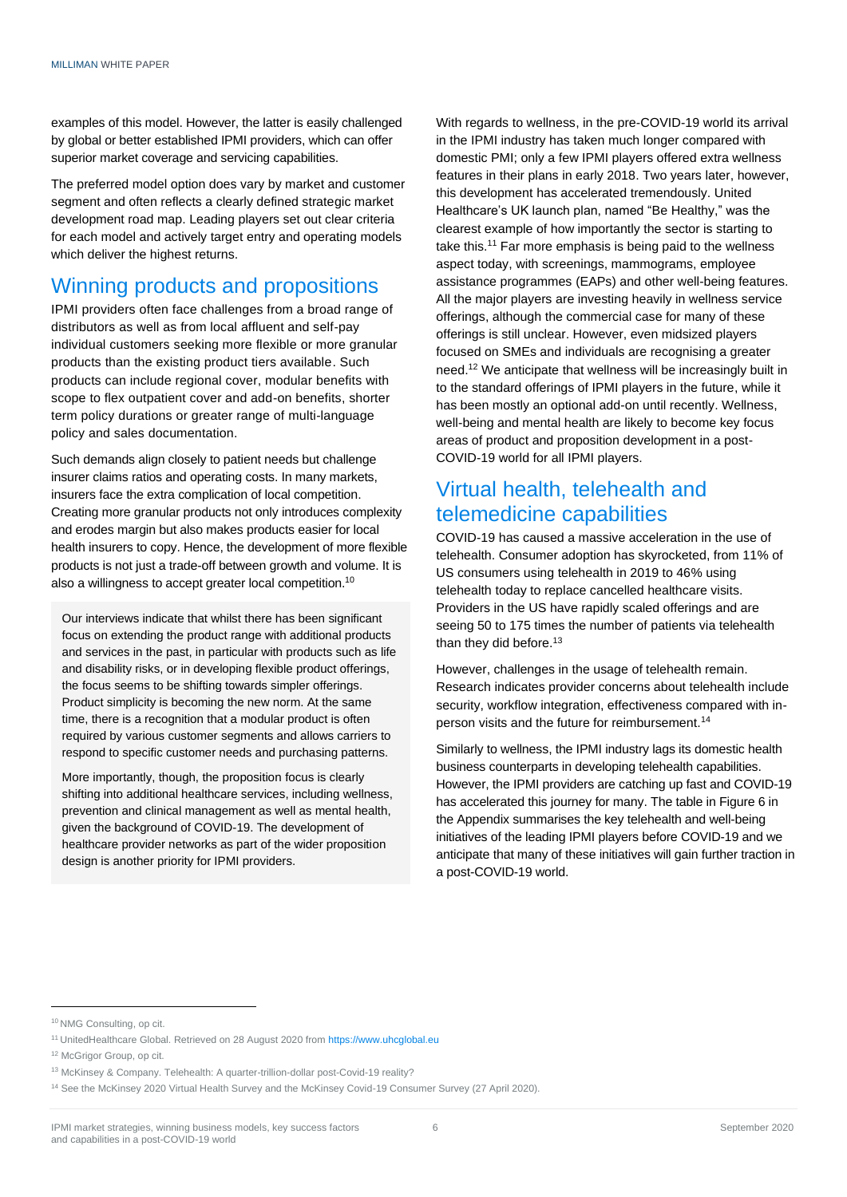examples of this model. However, the latter is easily challenged by global or better established IPMI providers, which can offer superior market coverage and servicing capabilities.

The preferred model option does vary by market and customer segment and often reflects a clearly defined strategic market development road map. Leading players set out clear criteria for each model and actively target entry and operating models which deliver the highest returns.

## Winning products and propositions

IPMI providers often face challenges from a broad range of distributors as well as from local affluent and self-pay individual customers seeking more flexible or more granular products than the existing product tiers available. Such products can include regional cover, modular benefits with scope to flex outpatient cover and add-on benefits, shorter term policy durations or greater range of multi-language policy and sales documentation.

Such demands align closely to patient needs but challenge insurer claims ratios and operating costs. In many markets, insurers face the extra complication of local competition. Creating more granular products not only introduces complexity and erodes margin but also makes products easier for local health insurers to copy. Hence, the development of more flexible products is not just a trade-off between growth and volume. It is also a willingness to accept greater local competition.[10]

Our interviews indicate that whilst there has been significant focus on extending the product range with additional products and services in the past, in particular with products such as life and disability risks, or in developing flexible product offerings, the focus seems to be shifting towards simpler offerings. Product simplicity is becoming the new norm. At the same time, there is a recognition that a modular product is often required by various customer segments and allows carriers to respond to specific customer needs and purchasing patterns.

More importantly, though, the proposition focus is clearly shifting into additional healthcare services, including wellness, prevention and clinical management as well as mental health, given the background of COVID-19. The development of healthcare provider networks as part of the wider proposition design is another priority for IPMI providers.

With regards to wellness, in the pre-COVID-19 world its arrival in the IPMI industry has taken much longer compared with domestic PMI; only a few IPMI players offered extra wellness features in their plans in early 2018. Two years later, however, this development has accelerated tremendously. United Healthcare's UK launch plan, named "Be Healthy," was the clearest example of how importantly the sector is starting to take this.[11] Far more emphasis is being paid to the wellness aspect today, with screenings, mammograms, employee assistance programmes (EAPs) and other well-being features. All the major players are investing heavily in wellness service offerings, although the commercial case for many of these offerings is still unclear. However, even midsized players focused on SMEs and individuals are recognising a greater need.[12] We anticipate that wellness will be increasingly built in to the standard offerings of IPMI players in the future, while it has been mostly an optional add-on until recently. Wellness, well-being and mental health are likely to become key focus areas of product and proposition development in a post-COVID-19 world for all IPMI players.

## Virtual health, telehealth and telemedicine capabilities

COVID-19 has caused a massive acceleration in the use of telehealth. Consumer adoption has skyrocketed, from 11% of US consumers using telehealth in 2019 to 46% using telehealth today to replace cancelled healthcare visits. Providers in the US have rapidly scaled offerings and are seeing 50 to 175 times the number of patients via telehealth than they did before.[13]

However, challenges in the usage of telehealth remain. Research indicates provider concerns about telehealth include security, workflow integration, effectiveness compared with in-person visits and the future for reimbursement.[14]

Similarly to wellness, the IPMI industry lags its domestic health business counterparts in developing telehealth capabilities. However, the IPMI providers are catching up fast and COVID-19 has accelerated this journey for many. The table in Figure 6 in the Appendix summarises the key telehealth and well-being initiatives of the leading IPMI players before COVID-19 and we anticipate that many of these initiatives will gain further traction in a post-COVID-19 world.

---

[10] NMG Consulting, op cit.

[11] UnitedHealthcare Global. Retrieved on 28 August 2020 from https://www.uhcglobal.eu

[12] McGrigor Group, op cit.

[13] McKinsey & Company. Telehealth: A quarter-trillion-dollar post-Covid-19 reality?

[14] See the McKinsey 2020 Virtual Health Survey and the McKinsey Covid-19 Consumer Survey (27 April 2020).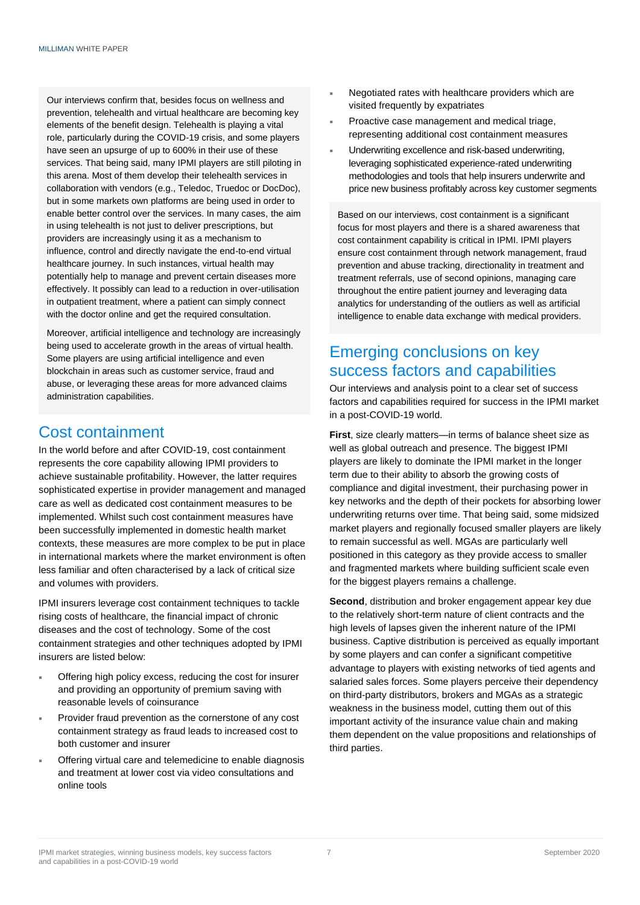Our interviews confirm that, besides focus on wellness and prevention, telehealth and virtual healthcare are becoming key elements of the benefit design. Telehealth is playing a vital role, particularly during the COVID-19 crisis, and some players have seen an upsurge of up to 600% in their use of these services. That being said, many IPMI players are still piloting in this arena. Most of them develop their telehealth services in collaboration with vendors (e.g., Teledoc, Truedoc or DocDoc), but in some markets own platforms are being used in order to enable better control over the services. In many cases, the aim in using telehealth is not just to deliver prescriptions, but providers are increasingly using it as a mechanism to influence, control and directly navigate the end-to-end virtual healthcare journey. In such instances, virtual health may potentially help to manage and prevent certain diseases more effectively. It possibly can lead to a reduction in over-utilisation in outpatient treatment, where a patient can simply connect with the doctor online and get the required consultation.

Moreover, artificial intelligence and technology are increasingly being used to accelerate growth in the areas of virtual health. Some players are using artificial intelligence and even blockchain in areas such as customer service, fraud and abuse, or leveraging these areas for more advanced claims administration capabilities.

## Cost containment

In the world before and after COVID-19, cost containment represents the core capability allowing IPMI providers to achieve sustainable profitability. However, the latter requires sophisticated expertise in provider management and managed care as well as dedicated cost containment measures to be implemented. Whilst such cost containment measures have been successfully implemented in domestic health market contexts, these measures are more complex to be put in place in international markets where the market environment is often less familiar and often characterised by a lack of critical size and volumes with providers.

IPMI insurers leverage cost containment techniques to tackle rising costs of healthcare, the financial impact of chronic diseases and the cost of technology. Some of the cost containment strategies and other techniques adopted by IPMI insurers are listed below:

- Offering high policy excess, reducing the cost for insurer and providing an opportunity of premium saving with reasonable levels of coinsurance
- Provider fraud prevention as the cornerstone of any cost containment strategy as fraud leads to increased cost to both customer and insurer
- Offering virtual care and telemedicine to enable diagnosis and treatment at lower cost via video consultations and online tools
- Negotiated rates with healthcare providers which are visited frequently by expatriates
- Proactive case management and medical triage, representing additional cost containment measures
- Underwriting excellence and risk-based underwriting, leveraging sophisticated experience-rated underwriting methodologies and tools that help insurers underwrite and price new business profitably across key customer segments

Based on our interviews, cost containment is a significant focus for most players and there is a shared awareness that cost containment capability is critical in IPMI. IPMI players ensure cost containment through network management, fraud prevention and abuse tracking, directionality in treatment and treatment referrals, use of second opinions, managing care throughout the entire patient journey and leveraging data analytics for understanding of the outliers as well as artificial intelligence to enable data exchange with medical providers.

## Emerging conclusions on key success factors and capabilities

Our interviews and analysis point to a clear set of success factors and capabilities required for success in the IPMI market in a post-COVID-19 world.

**First**, size clearly matters—in terms of balance sheet size as well as global outreach and presence. The biggest IPMI players are likely to dominate the IPMI market in the longer term due to their ability to absorb the growing costs of compliance and digital investment, their purchasing power in key networks and the depth of their pockets for absorbing lower underwriting returns over time. That being said, some midsized market players and regionally focused smaller players are likely to remain successful as well. MGAs are particularly well positioned in this category as they provide access to smaller and fragmented markets where building sufficient scale even for the biggest players remains a challenge.

**Second**, distribution and broker engagement appear key due to the relatively short-term nature of client contracts and the high levels of lapses given the inherent nature of the IPMI business. Captive distribution is perceived as equally important by some players and can confer a significant competitive advantage to players with existing networks of tied agents and salaried sales forces. Some players perceive their dependency on third-party distributors, brokers and MGAs as a strategic weakness in the business model, cutting them out of this important activity of the insurance value chain and making them dependent on the value propositions and relationships of third parties.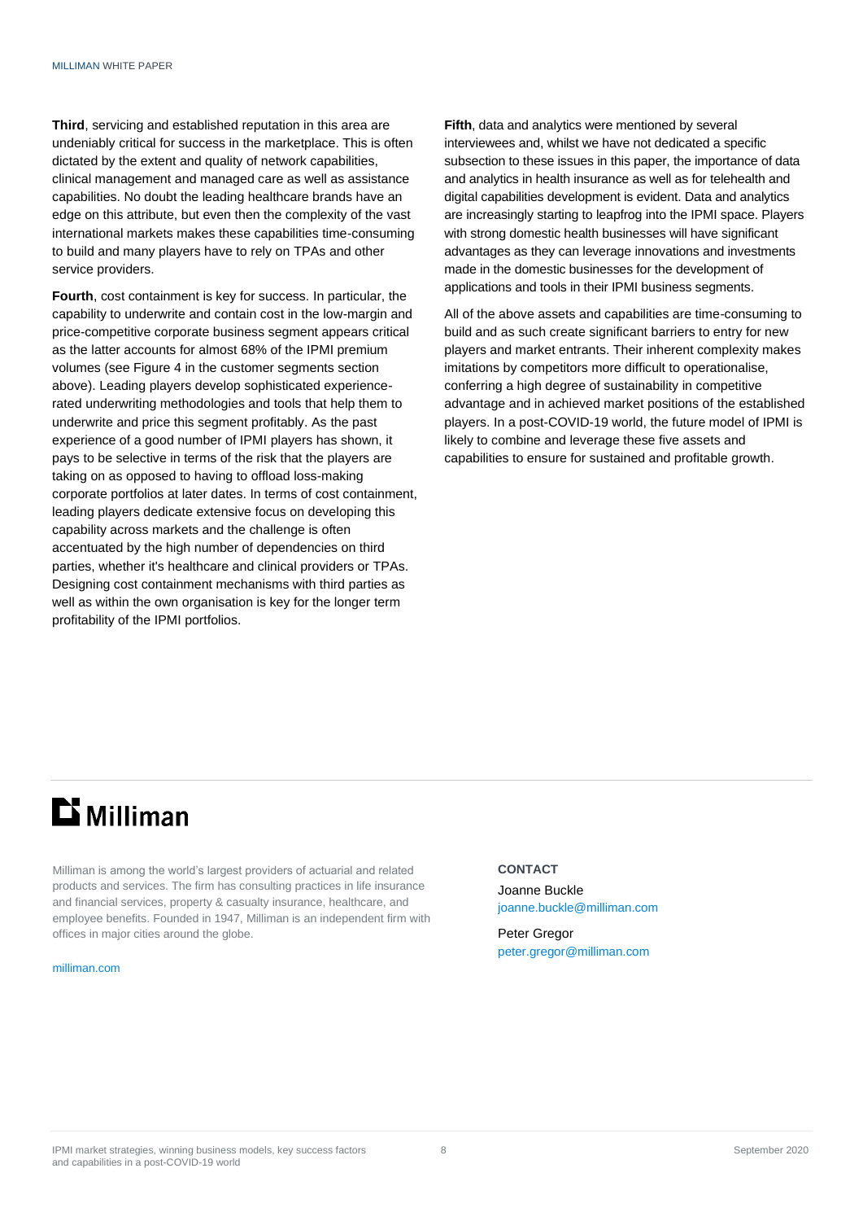**Third**, servicing and established reputation in this area are undeniably critical for success in the marketplace. This is often dictated by the extent and quality of network capabilities, clinical management and managed care as well as assistance capabilities. No doubt the leading healthcare brands have an edge on this attribute, but even then the complexity of the vast international markets makes these capabilities time-consuming to build and many players have to rely on TPAs and other service providers.

**Fourth**, cost containment is key for success. In particular, the capability to underwrite and contain cost in the low-margin and price-competitive corporate business segment appears critical as the latter accounts for almost 68% of the IPMI premium volumes (see Figure 4 in the customer segments section above). Leading players develop sophisticated experience-rated underwriting methodologies and tools that help them to underwrite and price this segment profitably. As the past experience of a good number of IPMI players has shown, it pays to be selective in terms of the risk that the players are taking on as opposed to having to offload loss-making corporate portfolios at later dates. In terms of cost containment, leading players dedicate extensive focus on developing this capability across markets and the challenge is often accentuated by the high number of dependencies on third parties, whether it's healthcare and clinical providers or TPAs. Designing cost containment mechanisms with third parties as well as within the own organisation is key for the longer term profitability of the IPMI portfolios.

**Fifth**, data and analytics were mentioned by several interviewees and, whilst we have not dedicated a specific subsection to these issues in this paper, the importance of data and analytics in health insurance as well as for telehealth and digital capabilities development is evident. Data and analytics are increasingly starting to leapfrog into the IPMI space. Players with strong domestic health businesses will have significant advantages as they can leverage innovations and investments made in the domestic businesses for the development of applications and tools in their IPMI business segments.

All of the above assets and capabilities are time-consuming to build and as such create significant barriers to entry for new players and market entrants. Their inherent complexity makes imitations by competitors more difficult to operationalise, conferring a high degree of sustainability in competitive advantage and in achieved market positions of the established players. In a post-COVID-19 world, the future model of IPMI is likely to combine and leverage these five assets and capabilities to ensure for sustained and profitable growth.

---

**Milliman**

Milliman is among the world's largest providers of actuarial and related products and services. The firm has consulting practices in life insurance and financial services, property & casualty insurance, healthcare, and employee benefits. Founded in 1947, Milliman is an independent firm with offices in major cities around the globe.

milliman.com

**CONTACT**

Joanne Buckle
joanne.buckle@milliman.com

Peter Gregor
peter.gregor@milliman.com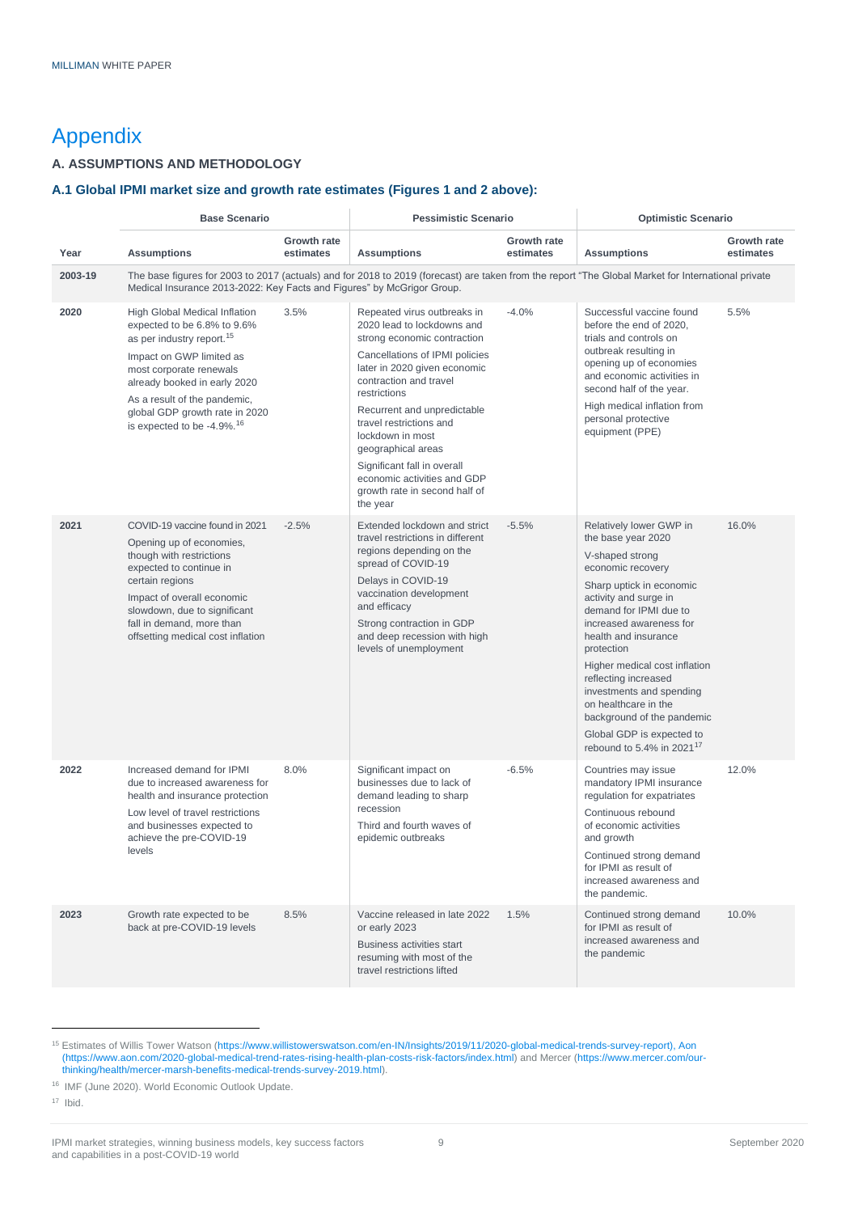# Appendix

## A. ASSUMPTIONS AND METHODOLOGY

### A.1 Global IPMI market size and growth rate estimates (Figures 1 and 2 above):

| | Base Scenario | | Pessimistic Scenario | | Optimistic Scenario | |
|---|---|---|---|---|---|---|
| **Year** | **Assumptions** | **Growth rate estimates** | **Assumptions** | **Growth rate estimates** | **Assumptions** | **Growth rate estimates** |
| **2003-19** | The base figures for 2003 to 2017 (actuals) and for 2018 to 2019 (forecast) are taken from the report "The Global Market for International private Medical Insurance 2013-2022: Key Facts and Figures" by McGrigor Group. | | | | | |
| **2020** | High Global Medical Inflation expected to be 6.8% to 9.6% as per industry report.[15]<br>Impact on GWP limited as most corporate renewals already booked in early 2020<br>As a result of the pandemic, global GDP growth rate in 2020 is expected to be -4.9%.[16] | 3.5% | Repeated virus outbreaks in 2020 lead to lockdowns and strong economic contraction<br>Cancellations of IPMI policies later in 2020 given economic contraction and travel restrictions<br>Recurrent and unpredictable travel restrictions and lockdown in most geographical areas<br>Significant fall in overall economic activities and GDP growth rate in second half of the year | -4.0% | Successful vaccine found before the end of 2020, trials and controls on outbreak resulting in opening up of economies and economic activities in second half of the year.<br>High medical inflation from personal protective equipment (PPE) | 5.5% |
| **2021** | COVID-19 vaccine found in 2021<br>Opening up of economies, though with restrictions expected to continue in certain regions<br>Impact of overall economic slowdown, due to significant fall in demand, more than offsetting medical cost inflation | -2.5% | Extended lockdown and strict travel restrictions in different regions depending on the spread of COVID-19<br>Delays in COVID-19 vaccination development and efficacy<br>Strong contraction in GDP and deep recession with high levels of unemployment | -5.5% | Relatively lower GWP in the base year 2020<br>V-shaped strong economic recovery<br>Sharp uptick in economic activity and surge in demand for IPMI due to increased awareness for health and insurance protection<br>Higher medical cost inflation reflecting increased investments and spending on healthcare in the background of the pandemic<br>Global GDP is expected to rebound to 5.4% in 2021[17] | 16.0% |
| **2022** | Increased demand for IPMI due to increased awareness for health and insurance protection<br>Low level of travel restrictions and businesses expected to achieve the pre-COVID-19 levels | 8.0% | Significant impact on businesses due to lack of demand leading to sharp recession<br>Third and fourth waves of epidemic outbreaks | -6.5% | Countries may issue mandatory IPMI insurance regulation for expatriates<br>Continuous rebound of economic activities and growth<br>Continued strong demand for IPMI as result of increased awareness and the pandemic. | 12.0% |
| **2023** | Growth rate expected to be back at pre-COVID-19 levels | 8.5% | Vaccine released in late 2022 or early 2023<br>Business activities start resuming with most of the travel restrictions lifted | 1.5% | Continued strong demand for IPMI as result of increased awareness and the pandemic | 10.0% |

[15] Estimates of Willis Tower Watson (https://www.willistowerswatson.com/en-IN/Insights/2019/11/2020-global-medical-trends-survey-report), Aon (https://www.aon.com/2020-global-medical-trend-rates-rising-health-plan-costs-risk-factors/index.html) and Mercer (https://www.mercer.com/our-thinking/health/mercer-marsh-benefits-medical-trends-survey-2019.html).

[16] IMF (June 2020). World Economic Outlook Update.

[17] Ibid.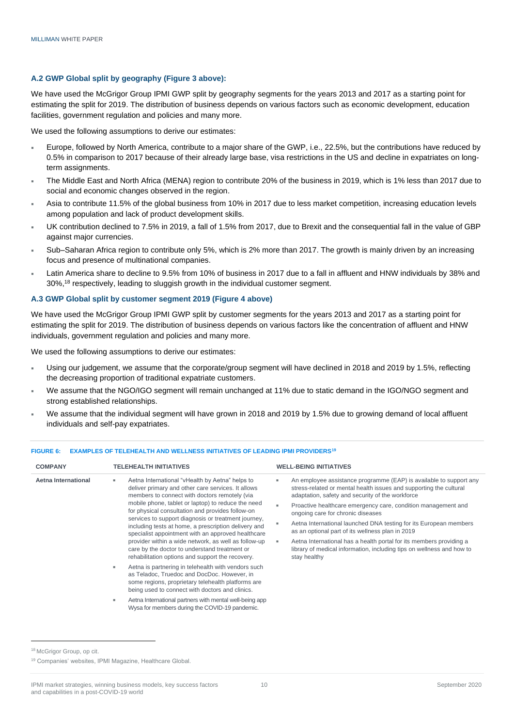### A.2 GWP Global split by geography (Figure 3 above):

We have used the McGrigor Group IPMI GWP split by geography segments for the years 2013 and 2017 as a starting point for estimating the split for 2019. The distribution of business depends on various factors such as economic development, education facilities, government regulation and policies and many more.

We used the following assumptions to derive our estimates:

- Europe, followed by North America, contribute to a major share of the GWP, i.e., 22.5%, but the contributions have reduced by 0.5% in comparison to 2017 because of their already large base, visa restrictions in the US and decline in expatriates on long-term assignments.
- The Middle East and North Africa (MENA) region to contribute 20% of the business in 2019, which is 1% less than 2017 due to social and economic changes observed in the region.
- Asia to contribute 11.5% of the global business from 10% in 2017 due to less market competition, increasing education levels among population and lack of product development skills.
- UK contribution declined to 7.5% in 2019, a fall of 1.5% from 2017, due to Brexit and the consequential fall in the value of GBP against major currencies.
- Sub–Saharan Africa region to contribute only 5%, which is 2% more than 2017. The growth is mainly driven by an increasing focus and presence of multinational companies.
- Latin America share to decline to 9.5% from 10% of business in 2017 due to a fall in affluent and HNW individuals by 38% and 30%,[18] respectively, leading to sluggish growth in the individual customer segment.

### A.3 GWP Global split by customer segment 2019 (Figure 4 above)

We have used the McGrigor Group IPMI GWP split by customer segments for the years 2013 and 2017 as a starting point for estimating the split for 2019. The distribution of business depends on various factors like the concentration of affluent and HNW individuals, government regulation and policies and many more.

We used the following assumptions to derive our estimates:

- Using our judgement, we assume that the corporate/group segment will have declined in 2018 and 2019 by 1.5%, reflecting the decreasing proportion of traditional expatriate customers.
- We assume that the NGO/IGO segment will remain unchanged at 11% due to static demand in the IGO/NGO segment and strong established relationships.
- We assume that the individual segment will have grown in 2018 and 2019 by 1.5% due to growing demand of local affluent individuals and self-pay expatriates.

**FIGURE 6: EXAMPLES OF TELEHEALTH AND WELLNESS INITIATIVES OF LEADING IPMI PROVIDERS[19]**

| COMPANY | TELEHEALTH INITIATIVES | WELL-BEING INITIATIVES |
|---|---|---|
| **Aetna International** | - Aetna International "vHealth by Aetna" helps to deliver primary and other care services. It allows members to connect with doctors remotely (via mobile phone, tablet or laptop) to reduce the need for physical consultation and provides follow-on services to support diagnosis or treatment journey, including tests at home, a prescription delivery and specialist appointment with an approved healthcare provider within a wide network, as well as follow-up care by the doctor to understand treatment or rehabilitation options and support the recovery.<br>- Aetna is partnering in telehealth with vendors such as Teladoc, Truedoc and DocDoc. However, in some regions, proprietary telehealth platforms are being used to connect with doctors and clinics.<br>- Aetna International partners with mental well-being app Wysa for members during the COVID-19 pandemic. | - An employee assistance programme (EAP) is available to support any stress-related or mental health issues and supporting the cultural adaptation, safety and security of the workforce<br>- Proactive healthcare emergency care, condition management and ongoing care for chronic diseases<br>- Aetna International launched DNA testing for its European members as an optional part of its wellness plan in 2019<br>- Aetna International has a health portal for its members providing a library of medical information, including tips on wellness and how to stay healthy |

[18] McGrigor Group, op cit.

[19] Companies' websites, IPMI Magazine, Healthcare Global.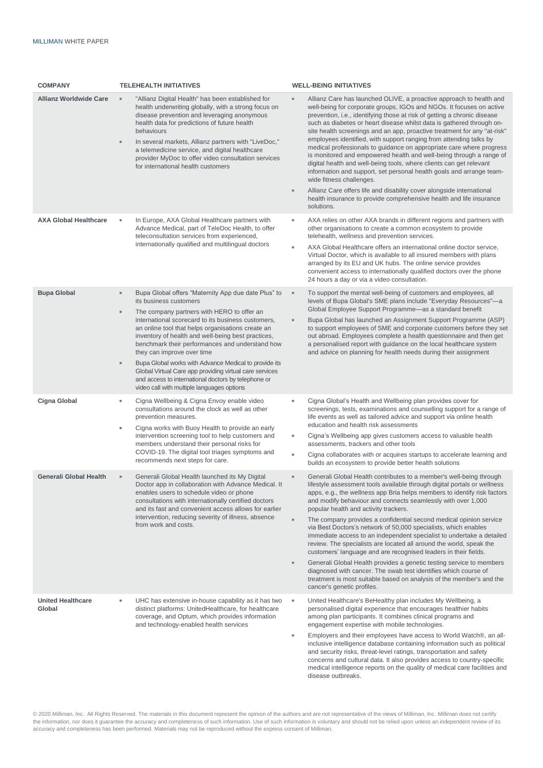| COMPANY | TELEHEALTH INITIATIVES | WELL-BEING INITIATIVES |
|---|---|---|
| **Allianz Worldwide Care** | ▪ "Allianz Digital Health" has been established for health underwriting globally, with a strong focus on disease prevention and leveraging anonymous health data for predictions of future health behaviours<br>▪ In several markets, Allianz partners with "LiveDoc," a telemedicine service, and digital healthcare provider MyDoc to offer video consultation services for international health customers | ▪ Allianz Care has launched OLIVE, a proactive approach to health and well-being for corporate groups, IGOs and NGOs. It focuses on active prevention, i.e., identifying those at risk of getting a chronic disease such as diabetes or heart disease whilst data is gathered through on-site health screenings and an app, proactive treatment for any "at-risk" employees identified, with support ranging from attending talks by medical professionals to guidance on appropriate care where progress is monitored and empowered health and well-being through a range of digital health and well-being tools, where clients can get relevant information and support, set personal health goals and arrange team-wide fitness challenges.<br>▪ Allianz Care offers life and disability cover alongside international health insurance to provide comprehensive health and life insurance solutions. |
| **AXA Global Healthcare** | ▪ In Europe, AXA Global Healthcare partners with Advance Medical, part of TeleDoc Health, to offer teleconsultation services from experienced, internationally qualified and multilingual doctors | ▪ AXA relies on other AXA brands in different regions and partners with other organisations to create a common ecosystem to provide telehealth, wellness and prevention services.<br>▪ AXA Global Healthcare offers an international online doctor service, Virtual Doctor, which is available to all insured members with plans arranged by its EU and UK hubs. The online service provides convenient access to internationally qualified doctors over the phone 24 hours a day or via a video consultation. |
| **Bupa Global** | ▪ Bupa Global offers "Maternity App due date Plus" to its business customers<br>▪ The company partners with HERO to offer an international scorecard to its business customers, an online tool that helps organisations create an inventory of health and well-being best practices, benchmark their performances and understand how they can improve over time<br>▪ Bupa Global works with Advance Medical to provide its Global Virtual Care app providing virtual care services and access to international doctors by telephone or video call with multiple languages options | ▪ To support the mental well-being of customers and employees, all levels of Bupa Global's SME plans include "Everyday Resources"—a Global Employee Support Programme—as a standard benefit<br>▪ Bupa Global has launched an Assignment Support Programme (ASP) to support employees of SME and corporate customers before they set out abroad. Employees complete a health questionnaire and then get a personalised report with guidance on the local healthcare system and advice on planning for health needs during their assignment |
| **Cigna Global** | ▪ Cigna Wellbeing & Cigna Envoy enable video consultations around the clock as well as other prevention measures.<br>▪ Cigna works with Buoy Health to provide an early intervention screening tool to help customers and members understand their personal risks for COVID-19. The digital tool triages symptoms and recommends next steps for care. | ▪ Cigna Global's Health and Wellbeing plan provides cover for screenings, tests, examinations and counselling support for a range of life events as well as tailored advice and support via online health education and health risk assessments<br>▪ Cigna's Wellbeing app gives customers access to valuable health assessments, trackers and other tools<br>▪ Cigna collaborates with or acquires startups to accelerate learning and builds an ecosystem to provide better health solutions |
| **Generali Global Health** | ▪ Generali Global Health launched its My Digital Doctor app in collaboration with Advance Medical. It enables users to schedule video or phone consultations with internationally certified doctors and its fast and convenient access allows for earlier intervention, reducing severity of illness, absence from work and costs. | ▪ Generali Global Health contributes to a member's well-being through lifestyle assessment tools available through digital portals or wellness apps, e.g., the wellness app Bria helps members to identify risk factors and modify behaviour and connects seamlessly with over 1,000 popular health and activity trackers.<br>▪ The company provides a confidential second medical opinion service via Best Doctors's network of 50,000 specialists, which enables immediate access to an independent specialist to undertake a detailed review. The specialists are located all around the world, speak the customers' language and are recognised leaders in their fields.<br>▪ Generali Global Health provides a genetic testing service to members diagnosed with cancer. The swab test identifies which course of treatment is most suitable based on analysis of the member's and the cancer's genetic profiles. |
| **United Healthcare Global** | ▪ UHC has extensive in-house capability as it has two distinct platforms: UnitedHealthcare, for healthcare coverage, and Optum, which provides information and technology-enabled health services | ▪ United Healthcare's BeHealthy plan includes My Wellbeing, a personalised digital experience that encourages healthier habits among plan participants. It combines clinical programs and engagement expertise with mobile technologies.<br>▪ Employers and their employees have access to World Watch®, an all-inclusive intelligence database containing information such as political and security risks, threat-level ratings, transportation and safety concerns and cultural data. It also provides access to country-specific medical intelligence reports on the quality of medical care facilities and disease outbreaks. |

© 2020 Milliman, Inc. All Rights Reserved. The materials in this document represent the opinion of the authors and are not representative of the views of Milliman, Inc. Milliman does not certify the information, nor does it guarantee the accuracy and completeness of such information. Use of such information is voluntary and should not be relied upon unless an independent review of its accuracy and completeness has been performed. Materials may not be reproduced without the express consent of Milliman.